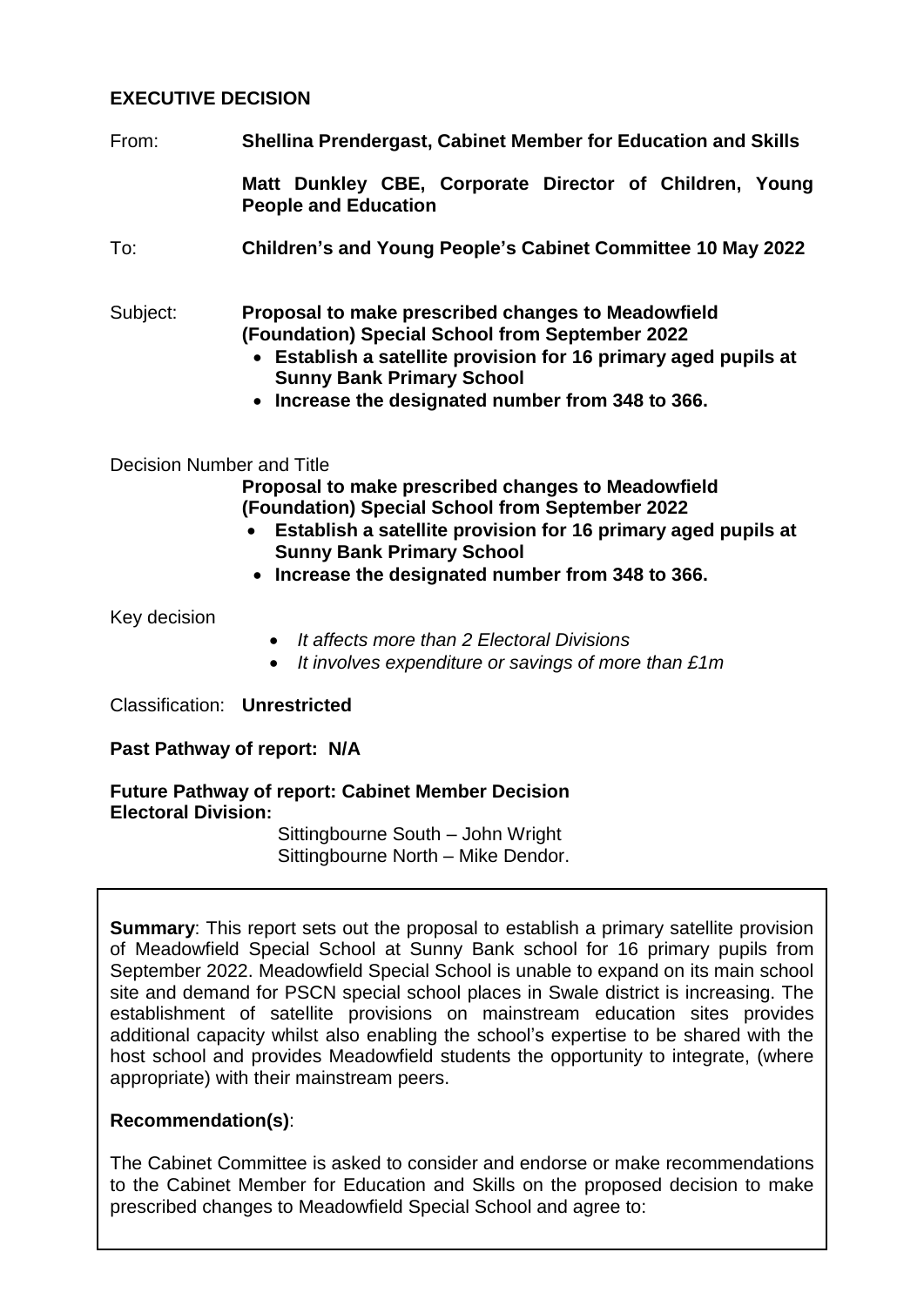**EXECUTIVE DECISION**

From: **Shellina Prendergast, Cabinet Member for Education and Skills**

**Matt Dunkley CBE, Corporate Director of Children, Young People and Education**

To: **Children's and Young People's Cabinet Committee 10 May 2022**

Subject: **Proposal to make prescribed changes to Meadowfield (Foundation) Special School from September 2022**

- **Establish a satellite provision for 16 primary aged pupils at Sunny Bank Primary School**
- **Increase the designated number from 348 to 366.**

Decision Number and Title

**Proposal to make prescribed changes to Meadowfield (Foundation) Special School from September 2022**

- **Establish a satellite provision for 16 primary aged pupils at Sunny Bank Primary School**
- **Increase the designated number from 348 to 366.**

Key decision

- *It affects more than 2 Electoral Divisions*
- *It involves expenditure or savings of more than £1m*

Classification: **Unrestricted**

**Past Pathway of report: N/A**

**Future Pathway of report: Cabinet Member Decision**
**Electoral Division:**

Sittingbourne South – John Wright
Sittingbourne North – Mike Dendor.

**Summary**: This report sets out the proposal to establish a primary satellite provision of Meadowfield Special School at Sunny Bank school for 16 primary pupils from September 2022. Meadowfield Special School is unable to expand on its main school site and demand for PSCN special school places in Swale district is increasing. The establishment of satellite provisions on mainstream education sites provides additional capacity whilst also enabling the school's expertise to be shared with the host school and provides Meadowfield students the opportunity to integrate, (where appropriate) with their mainstream peers.

**Recommendation(s)**:

The Cabinet Committee is asked to consider and endorse or make recommendations to the Cabinet Member for Education and Skills on the proposed decision to make prescribed changes to Meadowfield Special School and agree to: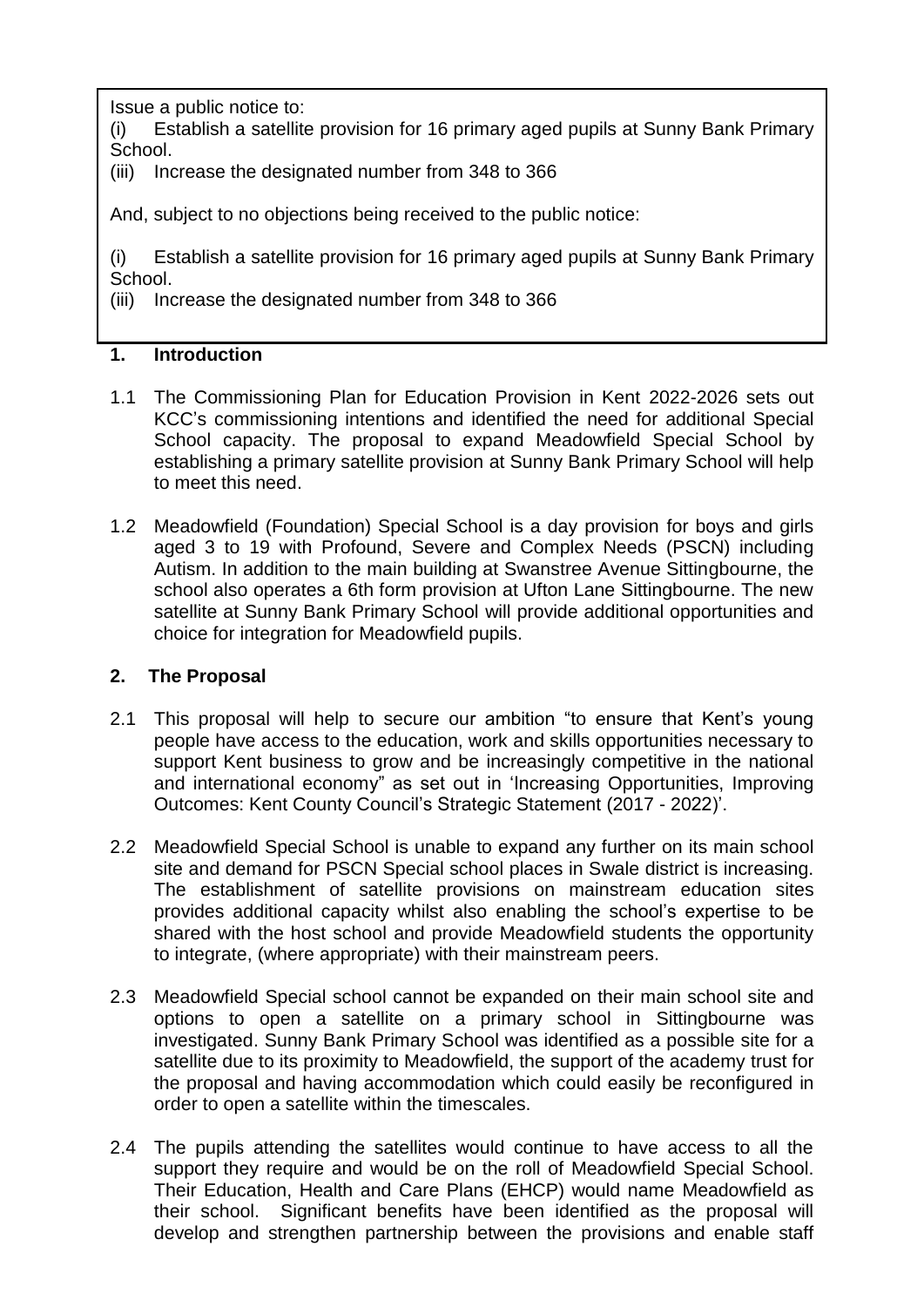Issue a public notice to:

(i) Establish a satellite provision for 16 primary aged pupils at Sunny Bank Primary School.

(iii) Increase the designated number from 348 to 366

And, subject to no objections being received to the public notice:

(i) Establish a satellite provision for 16 primary aged pupils at Sunny Bank Primary School.

(iii) Increase the designated number from 348 to 366

## 1. Introduction

1.1 The Commissioning Plan for Education Provision in Kent 2022-2026 sets out KCC's commissioning intentions and identified the need for additional Special School capacity. The proposal to expand Meadowfield Special School by establishing a primary satellite provision at Sunny Bank Primary School will help to meet this need.

1.2 Meadowfield (Foundation) Special School is a day provision for boys and girls aged 3 to 19 with Profound, Severe and Complex Needs (PSCN) including Autism. In addition to the main building at Swanstree Avenue Sittingbourne, the school also operates a 6th form provision at Ufton Lane Sittingbourne. The new satellite at Sunny Bank Primary School will provide additional opportunities and choice for integration for Meadowfield pupils.

## 2. The Proposal

2.1 This proposal will help to secure our ambition "to ensure that Kent's young people have access to the education, work and skills opportunities necessary to support Kent business to grow and be increasingly competitive in the national and international economy" as set out in 'Increasing Opportunities, Improving Outcomes: Kent County Council's Strategic Statement (2017 - 2022)'.

2.2 Meadowfield Special School is unable to expand any further on its main school site and demand for PSCN Special school places in Swale district is increasing. The establishment of satellite provisions on mainstream education sites provides additional capacity whilst also enabling the school's expertise to be shared with the host school and provide Meadowfield students the opportunity to integrate, (where appropriate) with their mainstream peers.

2.3 Meadowfield Special school cannot be expanded on their main school site and options to open a satellite on a primary school in Sittingbourne was investigated. Sunny Bank Primary School was identified as a possible site for a satellite due to its proximity to Meadowfield, the support of the academy trust for the proposal and having accommodation which could easily be reconfigured in order to open a satellite within the timescales.

2.4 The pupils attending the satellites would continue to have access to all the support they require and would be on the roll of Meadowfield Special School. Their Education, Health and Care Plans (EHCP) would name Meadowfield as their school. Significant benefits have been identified as the proposal will develop and strengthen partnership between the provisions and enable staff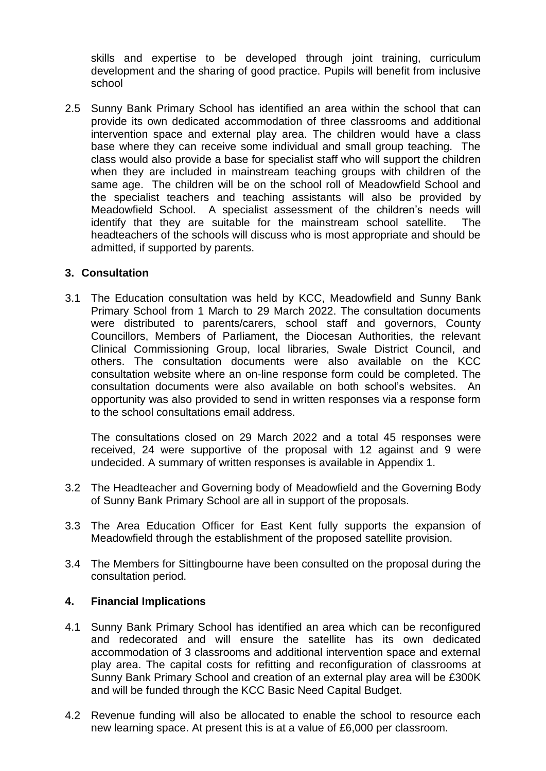skills and expertise to be developed through joint training, curriculum development and the sharing of good practice. Pupils will benefit from inclusive school

2.5 Sunny Bank Primary School has identified an area within the school that can provide its own dedicated accommodation of three classrooms and additional intervention space and external play area. The children would have a class base where they can receive some individual and small group teaching. The class would also provide a base for specialist staff who will support the children when they are included in mainstream teaching groups with children of the same age. The children will be on the school roll of Meadowfield School and the specialist teachers and teaching assistants will also be provided by Meadowfield School. A specialist assessment of the children's needs will identify that they are suitable for the mainstream school satellite. The headteachers of the schools will discuss who is most appropriate and should be admitted, if supported by parents.

## 3. Consultation

3.1 The Education consultation was held by KCC, Meadowfield and Sunny Bank Primary School from 1 March to 29 March 2022. The consultation documents were distributed to parents/carers, school staff and governors, County Councillors, Members of Parliament, the Diocesan Authorities, the relevant Clinical Commissioning Group, local libraries, Swale District Council, and others. The consultation documents were also available on the KCC consultation website where an on-line response form could be completed. The consultation documents were also available on both school's websites. An opportunity was also provided to send in written responses via a response form to the school consultations email address.

The consultations closed on 29 March 2022 and a total 45 responses were received, 24 were supportive of the proposal with 12 against and 9 were undecided. A summary of written responses is available in Appendix 1.

3.2 The Headteacher and Governing body of Meadowfield and the Governing Body of Sunny Bank Primary School are all in support of the proposals.

3.3 The Area Education Officer for East Kent fully supports the expansion of Meadowfield through the establishment of the proposed satellite provision.

3.4 The Members for Sittingbourne have been consulted on the proposal during the consultation period.

## 4. Financial Implications

4.1 Sunny Bank Primary School has identified an area which can be reconfigured and redecorated and will ensure the satellite has its own dedicated accommodation of 3 classrooms and additional intervention space and external play area. The capital costs for refitting and reconfiguration of classrooms at Sunny Bank Primary School and creation of an external play area will be £300K and will be funded through the KCC Basic Need Capital Budget.

4.2 Revenue funding will also be allocated to enable the school to resource each new learning space. At present this is at a value of £6,000 per classroom.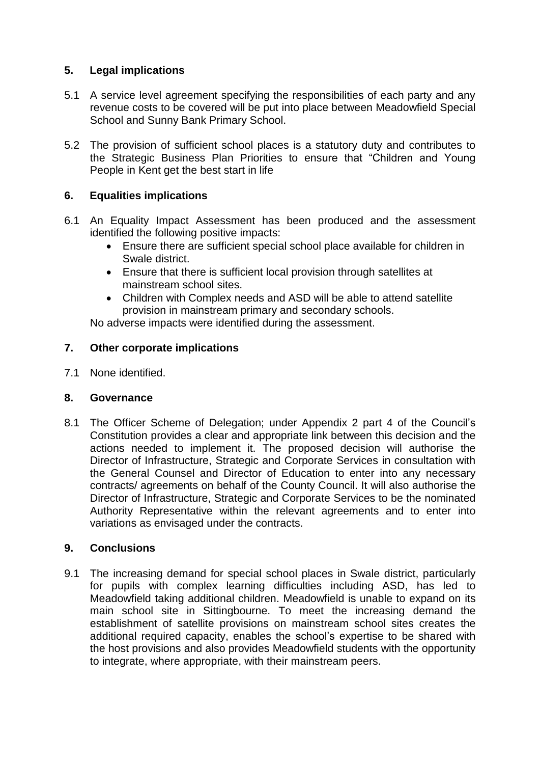## 5. Legal implications

5.1 A service level agreement specifying the responsibilities of each party and any revenue costs to be covered will be put into place between Meadowfield Special School and Sunny Bank Primary School.

5.2 The provision of sufficient school places is a statutory duty and contributes to the Strategic Business Plan Priorities to ensure that "Children and Young People in Kent get the best start in life

## 6. Equalities implications

6.1 An Equality Impact Assessment has been produced and the assessment identified the following positive impacts:

- Ensure there are sufficient special school place available for children in Swale district.
- Ensure that there is sufficient local provision through satellites at mainstream school sites.
- Children with Complex needs and ASD will be able to attend satellite provision in mainstream primary and secondary schools.

No adverse impacts were identified during the assessment.

## 7. Other corporate implications

7.1 None identified.

## 8. Governance

8.1 The Officer Scheme of Delegation; under Appendix 2 part 4 of the Council's Constitution provides a clear and appropriate link between this decision and the actions needed to implement it. The proposed decision will authorise the Director of Infrastructure, Strategic and Corporate Services in consultation with the General Counsel and Director of Education to enter into any necessary contracts/ agreements on behalf of the County Council. It will also authorise the Director of Infrastructure, Strategic and Corporate Services to be the nominated Authority Representative within the relevant agreements and to enter into variations as envisaged under the contracts.

## 9. Conclusions

9.1 The increasing demand for special school places in Swale district, particularly for pupils with complex learning difficulties including ASD, has led to Meadowfield taking additional children. Meadowfield is unable to expand on its main school site in Sittingbourne. To meet the increasing demand the establishment of satellite provisions on mainstream school sites creates the additional required capacity, enables the school's expertise to be shared with the host provisions and also provides Meadowfield students with the opportunity to integrate, where appropriate, with their mainstream peers.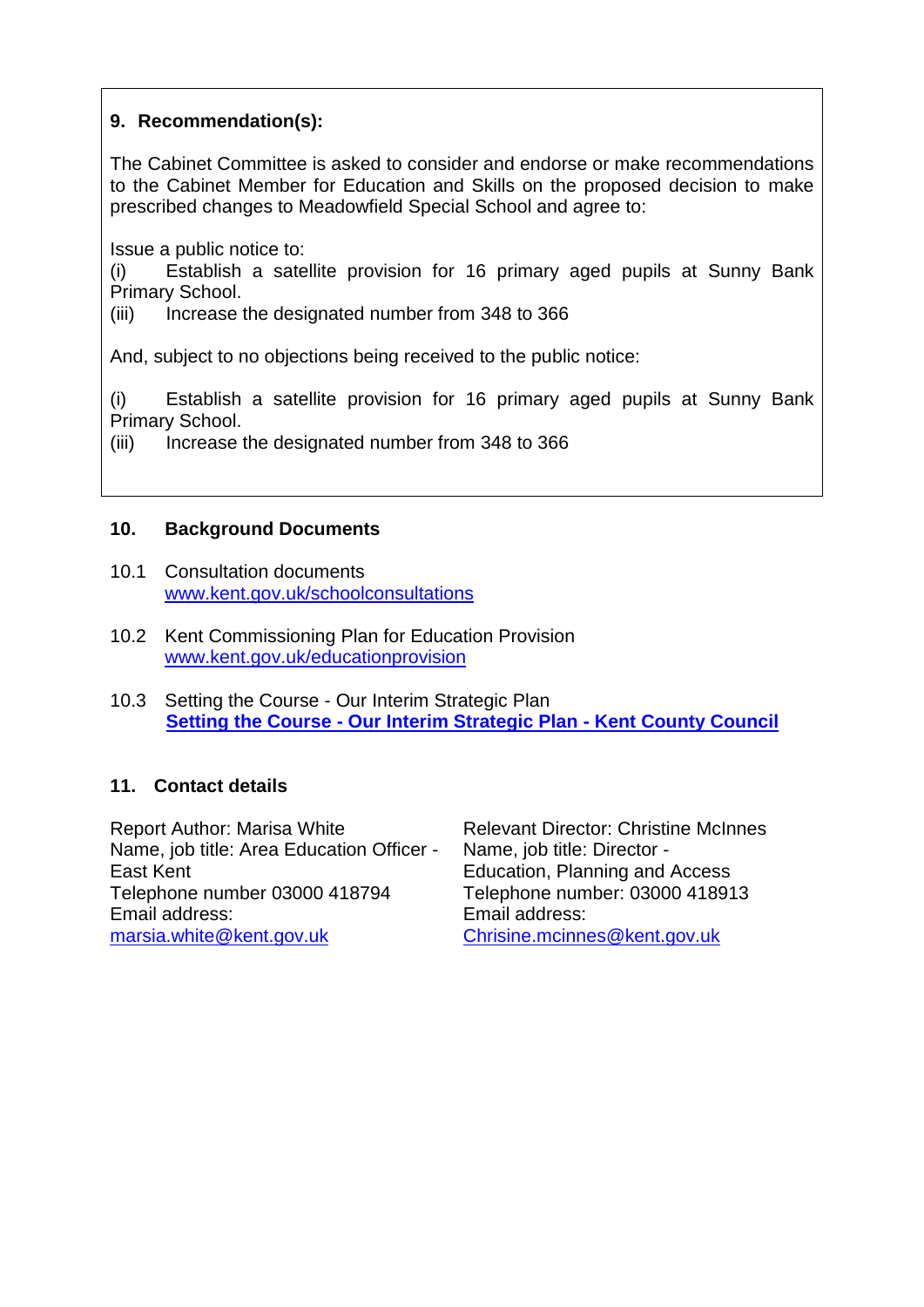## 9. Recommendation(s):

The Cabinet Committee is asked to consider and endorse or make recommendations to the Cabinet Member for Education and Skills on the proposed decision to make prescribed changes to Meadowfield Special School and agree to:

Issue a public notice to:

(i) Establish a satellite provision for 16 primary aged pupils at Sunny Bank Primary School.

(iii) Increase the designated number from 348 to 366

And, subject to no objections being received to the public notice:

(i) Establish a satellite provision for 16 primary aged pupils at Sunny Bank Primary School.

(iii) Increase the designated number from 348 to 366

## 10. Background Documents

10.1 Consultation documents
[www.kent.gov.uk/schoolconsultations](www.kent.gov.uk/schoolconsultations)

10.2 Kent Commissioning Plan for Education Provision
[www.kent.gov.uk/educationprovision](www.kent.gov.uk/educationprovision)

10.3 Setting the Course - Our Interim Strategic Plan
**Setting the Course - Our Interim Strategic Plan - Kent County Council**

## 11. Contact details

Report Author: Marisa White
Name, job title: Area Education Officer - East Kent
Telephone number 03000 418794
Email address:
marsia.white@kent.gov.uk

Relevant Director: Christine McInnes
Name, job title: Director - Education, Planning and Access
Telephone number: 03000 418913
Email address:
Chrisine.mcinnes@kent.gov.uk